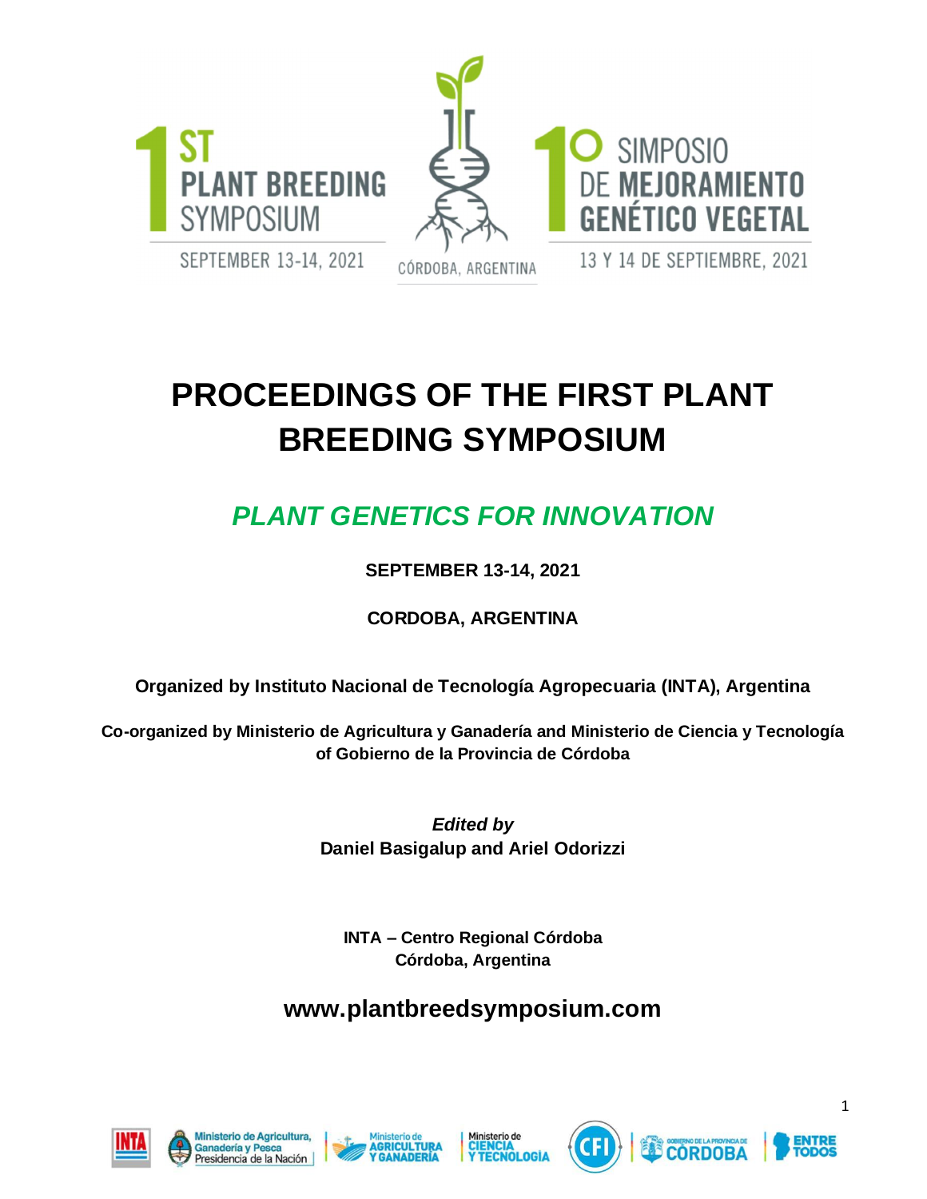1ST PLANT BREEDING SYMPOSIUM

SEPTEMBER 13-14, 2021

CÓRDOBA, ARGENTINA

1º SIMPOSIO DE MEJORAMIENTO GENÉTICO VEGETAL

13 Y 14 DE SEPTIEMBRE, 2021

# PROCEEDINGS OF THE FIRST PLANT BREEDING SYMPOSIUM

## *PLANT GENETICS FOR INNOVATION*

**SEPTEMBER 13-14, 2021**

**CORDOBA, ARGENTINA**

**Organized by Instituto Nacional de Tecnología Agropecuaria (INTA), Argentina**

**Co-organized by Ministerio de Agricultura y Ganadería and Ministerio de Ciencia y Tecnología of Gobierno de la Provincia de Córdoba**

***Edited by***
**Daniel Basigalup and Ariel Odorizzi**

**INTA – Centro Regional Córdoba**
**Córdoba, Argentina**

### www.plantbreedsymposium.com

INTA | Ministerio de Agricultura, Ganadería y Pesca, Presidencia de la Nación | Ministerio de Agricultura y Ganadería | Ministerio de Ciencia y Tecnología | CFI | Gobierno de la Provincia de Córdoba | Entre Todos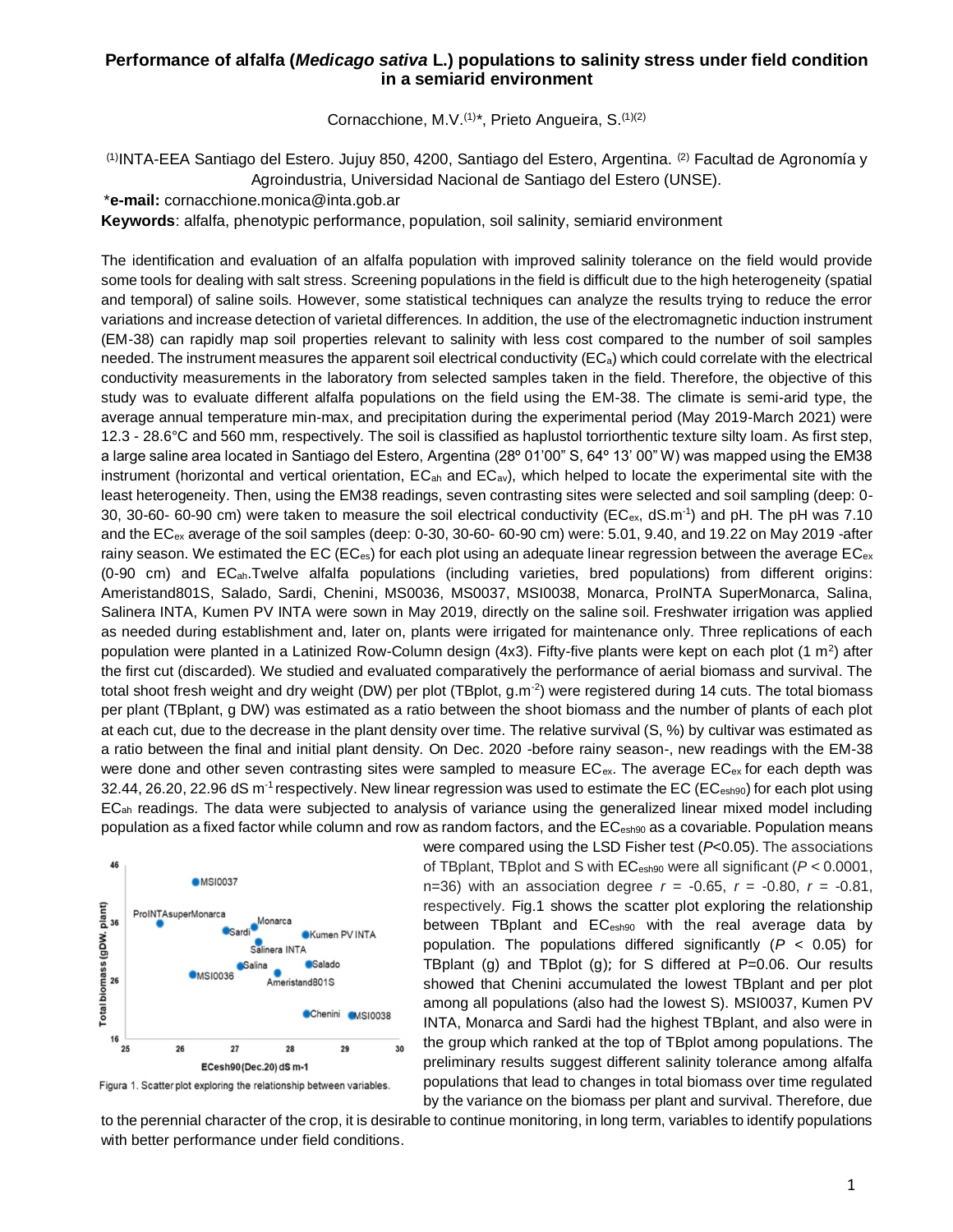# Performance of alfalfa (*Medicago sativa* L.) populations to salinity stress under field condition in a semiarid environment

Cornacchione, M.V.[(1)*], Prieto Angueira, S.[(1)(2)]

[(1)]INTA-EEA Santiago del Estero. Jujuy 850, 4200, Santiago del Estero, Argentina. [(2)] Facultad de Agronomía y Agroindustria, Universidad Nacional de Santiago del Estero (UNSE).

***e-mail:** cornacchione.monica@inta.gob.ar

**Keywords**: alfalfa, phenotypic performance, population, soil salinity, semiarid environment

The identification and evaluation of an alfalfa population with improved salinity tolerance on the field would provide some tools for dealing with salt stress. Screening populations in the field is difficult due to the high heterogeneity (spatial and temporal) of saline soils. However, some statistical techniques can analyze the results trying to reduce the error variations and increase detection of varietal differences. In addition, the use of the electromagnetic induction instrument (EM-38) can rapidly map soil properties relevant to salinity with less cost compared to the number of soil samples needed. The instrument measures the apparent soil electrical conductivity ($EC_a$) which could correlate with the electrical conductivity measurements in the laboratory from selected samples taken in the field. Therefore, the objective of this study was to evaluate different alfalfa populations on the field using the EM-38. The climate is semi-arid type, the average annual temperature min-max, and precipitation during the experimental period (May 2019-March 2021) were 12.3 - 28.6°C and 560 mm, respectively. The soil is classified as haplustol torriorthentic texture silty loam. As first step, a large saline area located in Santiago del Estero, Argentina (28º 01'00" S, 64º 13' 00" W) was mapped using the EM38 instrument (horizontal and vertical orientation, $EC_{ah}$ and $EC_{av}$), which helped to locate the experimental site with the least heterogeneity. Then, using the EM38 readings, seven contrasting sites were selected and soil sampling (deep: 0-30, 30-60- 60-90 cm) were taken to measure the soil electrical conductivity ($EC_{ex}$, $dS.m^{-1}$) and pH. The pH was 7.10 and the $EC_{ex}$ average of the soil samples (deep: 0-30, 30-60- 60-90 cm) were: 5.01, 9.40, and 19.22 on May 2019 -after rainy season. We estimated the EC ($EC_{es}$) for each plot using an adequate linear regression between the average $EC_{ex}$ (0-90 cm) and $EC_{ah}$.Twelve alfalfa populations (including varieties, bred populations) from different origins: Ameristand801S, Salado, Sardi, Chenini, MS0036, MS0037, MSI0038, Monarca, ProINTA SuperMonarca, Salina, Salinera INTA, Kumen PV INTA were sown in May 2019, directly on the saline soil. Freshwater irrigation was applied as needed during establishment and, later on, plants were irrigated for maintenance only. Three replications of each population were planted in a Latinized Row-Column design (4x3). Fifty-five plants were kept on each plot (1 $m^2$) after the first cut (discarded). We studied and evaluated comparatively the performance of aerial biomass and survival. The total shoot fresh weight and dry weight (DW) per plot (TBplot, $g.m^{-2}$) were registered during 14 cuts. The total biomass per plant (TBplant, g DW) was estimated as a ratio between the shoot biomass and the number of plants of each plot at each cut, due to the decrease in the plant density over time. The relative survival (S, %) by cultivar was estimated as a ratio between the final and initial plant density. On Dec. 2020 -before rainy season-, new readings with the EM-38 were done and other seven contrasting sites were sampled to measure $EC_{ex}$. The average $EC_{ex}$ for each depth was 32.44, 26.20, 22.96 dS $m^{-1}$ respectively. New linear regression was used to estimate the EC ($EC_{esh90}$) for each plot using $EC_{ah}$ readings. The data were subjected to analysis of variance using the generalized linear mixed model including population as a fixed factor while column and row as random factors, and the $EC_{esh90}$ as a covariable. Population means were compared using the LSD Fisher test ($P$<0.05). The associations of TBplant, TBplot and S with $EC_{esh90}$ were all significant ($P$ < 0.0001, n=36) with an association degree $r$ = -0.65, $r$ = -0.80, $r$ = -0.81, respectively. Fig.1 shows the scatter plot exploring the relationship between TBplant and $EC_{esh90}$ with the real average data by population. The populations differed significantly ($P$ < 0.05) for TBplant (g) and TBplot (g); for S differed at P=0.06. Our results showed that Chenini accumulated the lowest TBplant and per plot among all populations (also had the lowest S). MSI0037, Kumen PV INTA, Monarca and Sardi had the highest TBplant, and also were in the group which ranked at the top of TBplot among populations. The preliminary results suggest different salinity tolerance among alfalfa populations that lead to changes in total biomass over time regulated by the variance on the biomass per plant and survival. Therefore, due to the perennial character of the crop, it is desirable to continue monitoring, in long term, variables to identify populations with better performance under field conditions.

Total biomass (gDW. plant)
46
36
26
16
MSI0037
ProINTAsuperMonarca
Sardi
Monarca
Kumen PV INTA
Salinera INTA
Salina
Salado
MSI0036
Ameristand801S
Chenini
MSI0038
25 26 27 28 29 30
ECesh90(Dec.20) dS m-1

Figura 1. Scatter plot exploring the relationship between variables.